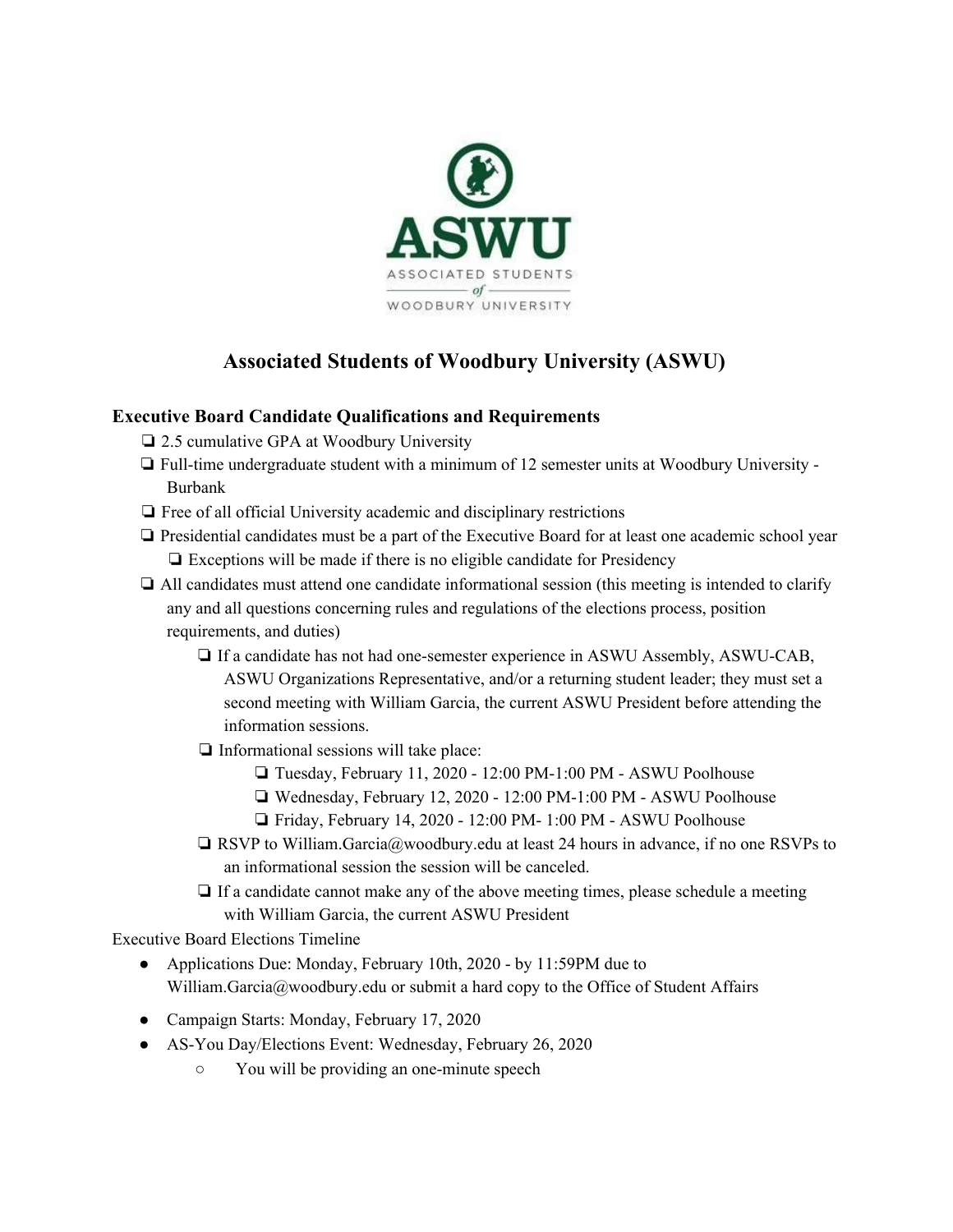# Associated Students of Woodbury University (ASWU)

## Executive Board Candidate Qualifications and Requirements

- ❏ 2.5 cumulative GPA at Woodbury University
- ❏ Full-time undergraduate student with a minimum of 12 semester units at Woodbury University - Burbank
- ❏ Free of all official University academic and disciplinary restrictions
- ❏ Presidential candidates must be a part of the Executive Board for at least one academic school year
  - ❏ Exceptions will be made if there is no eligible candidate for Presidency
- ❏ All candidates must attend one candidate informational session (this meeting is intended to clarify any and all questions concerning rules and regulations of the elections process, position requirements, and duties)
  - ❏ If a candidate has not had one-semester experience in ASWU Assembly, ASWU-CAB, ASWU Organizations Representative, and/or a returning student leader; they must set a second meeting with William Garcia, the current ASWU President before attending the information sessions.
  - ❏ Informational sessions will take place:
    - ❏ Tuesday, February 11, 2020 - 12:00 PM-1:00 PM - ASWU Poolhouse
    - ❏ Wednesday, February 12, 2020 - 12:00 PM-1:00 PM - ASWU Poolhouse
    - ❏ Friday, February 14, 2020 - 12:00 PM- 1:00 PM - ASWU Poolhouse
  - ❏ RSVP to William.Garcia@woodbury.edu at least 24 hours in advance, if no one RSVPs to an informational session the session will be canceled.
  - ❏ If a candidate cannot make any of the above meeting times, please schedule a meeting with William Garcia, the current ASWU President

Executive Board Elections Timeline

- Applications Due: Monday, February 10th, 2020 - by 11:59PM due to William.Garcia@woodbury.edu or submit a hard copy to the Office of Student Affairs
- Campaign Starts: Monday, February 17, 2020
- AS-You Day/Elections Event: Wednesday, February 26, 2020
  - You will be providing an one-minute speech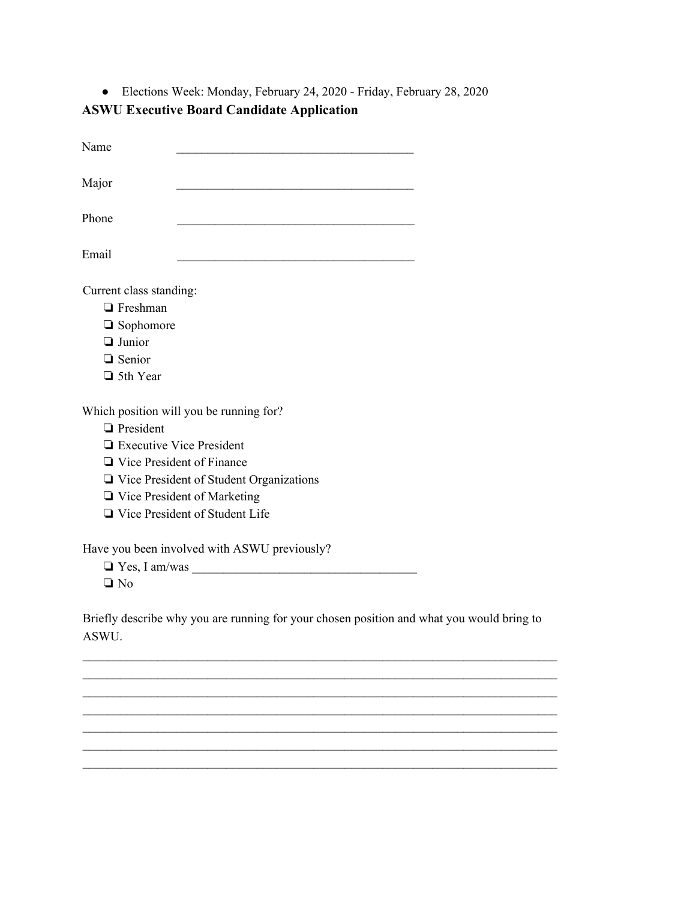- Elections Week: Monday, February 24, 2020 - Friday, February 28, 2020

**ASWU Executive Board Candidate Application**

Name ______________________________________

Major ______________________________________

Phone ______________________________________

Email ______________________________________

Current class standing:

- ❏ Freshman
- ❏ Sophomore
- ❏ Junior
- ❏ Senior
- ❏ 5th Year

Which position will you be running for?

- ❏ President
- ❏ Executive Vice President
- ❏ Vice President of Finance
- ❏ Vice President of Student Organizations
- ❏ Vice President of Marketing
- ❏ Vice President of Student Life

Have you been involved with ASWU previously?

- ❏ Yes, I am/was ___________________________________
- ❏ No

Briefly describe why you are running for your chosen position and what you would bring to ASWU.

___________________________________________________________________________
___________________________________________________________________________
___________________________________________________________________________
___________________________________________________________________________
___________________________________________________________________________
___________________________________________________________________________
___________________________________________________________________________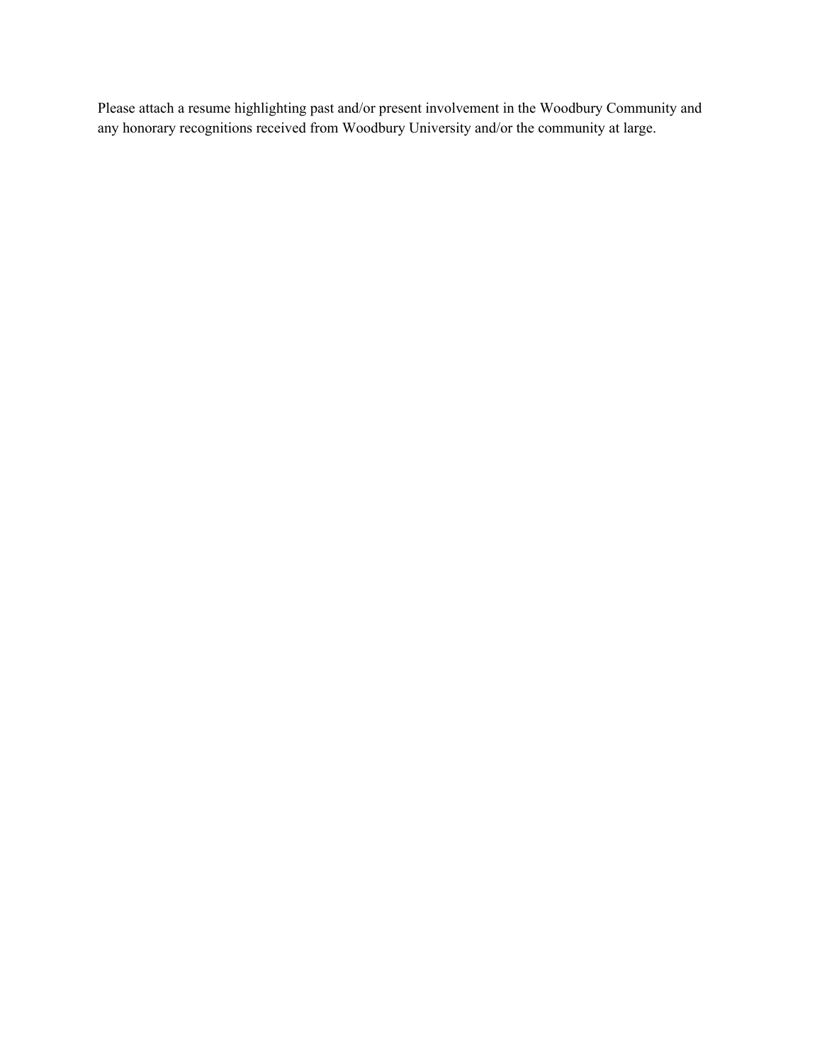Please attach a resume highlighting past and/or present involvement in the Woodbury Community and any honorary recognitions received from Woodbury University and/or the community at large.